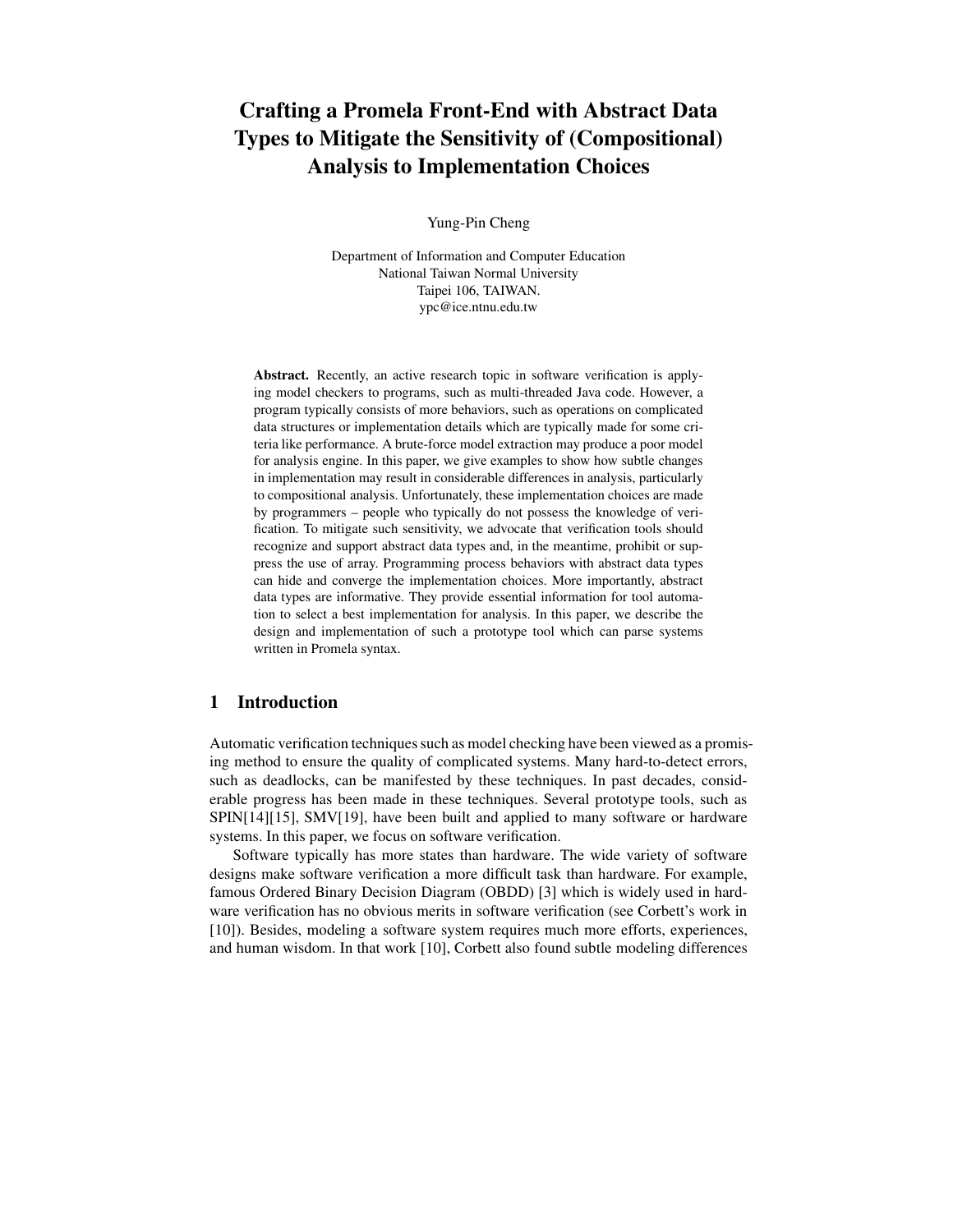# Crafting a Promela Front-End with Abstract Data Types to Mitigate the Sensitivity of (Compositional) Analysis to Implementation Choices

Yung-Pin Cheng

Department of Information and Computer Education
National Taiwan Normal University
Taipei 106, TAIWAN.
ypc@ice.ntnu.edu.tw

**Abstract.** Recently, an active research topic in software verification is applying model checkers to programs, such as multi-threaded Java code. However, a program typically consists of more behaviors, such as operations on complicated data structures or implementation details which are typically made for some criteria like performance. A brute-force model extraction may produce a poor model for analysis engine. In this paper, we give examples to show how subtle changes in implementation may result in considerable differences in analysis, particularly to compositional analysis. Unfortunately, these implementation choices are made by programmers – people who typically do not possess the knowledge of verification. To mitigate such sensitivity, we advocate that verification tools should recognize and support abstract data types and, in the meantime, prohibit or suppress the use of array. Programming process behaviors with abstract data types can hide and converge the implementation choices. More importantly, abstract data types are informative. They provide essential information for tool automation to select a best implementation for analysis. In this paper, we describe the design and implementation of such a prototype tool which can parse systems written in Promela syntax.

## 1 Introduction

Automatic verification techniques such as model checking have been viewed as a promising method to ensure the quality of complicated systems. Many hard-to-detect errors, such as deadlocks, can be manifested by these techniques. In past decades, considerable progress has been made in these techniques. Several prototype tools, such as SPIN[14][15], SMV[19], have been built and applied to many software or hardware systems. In this paper, we focus on software verification.

Software typically has more states than hardware. The wide variety of software designs make software verification a more difficult task than hardware. For example, famous Ordered Binary Decision Diagram (OBDD) [3] which is widely used in hardware verification has no obvious merits in software verification (see Corbett's work in [10]). Besides, modeling a software system requires much more efforts, experiences, and human wisdom. In that work [10], Corbett also found subtle modeling differences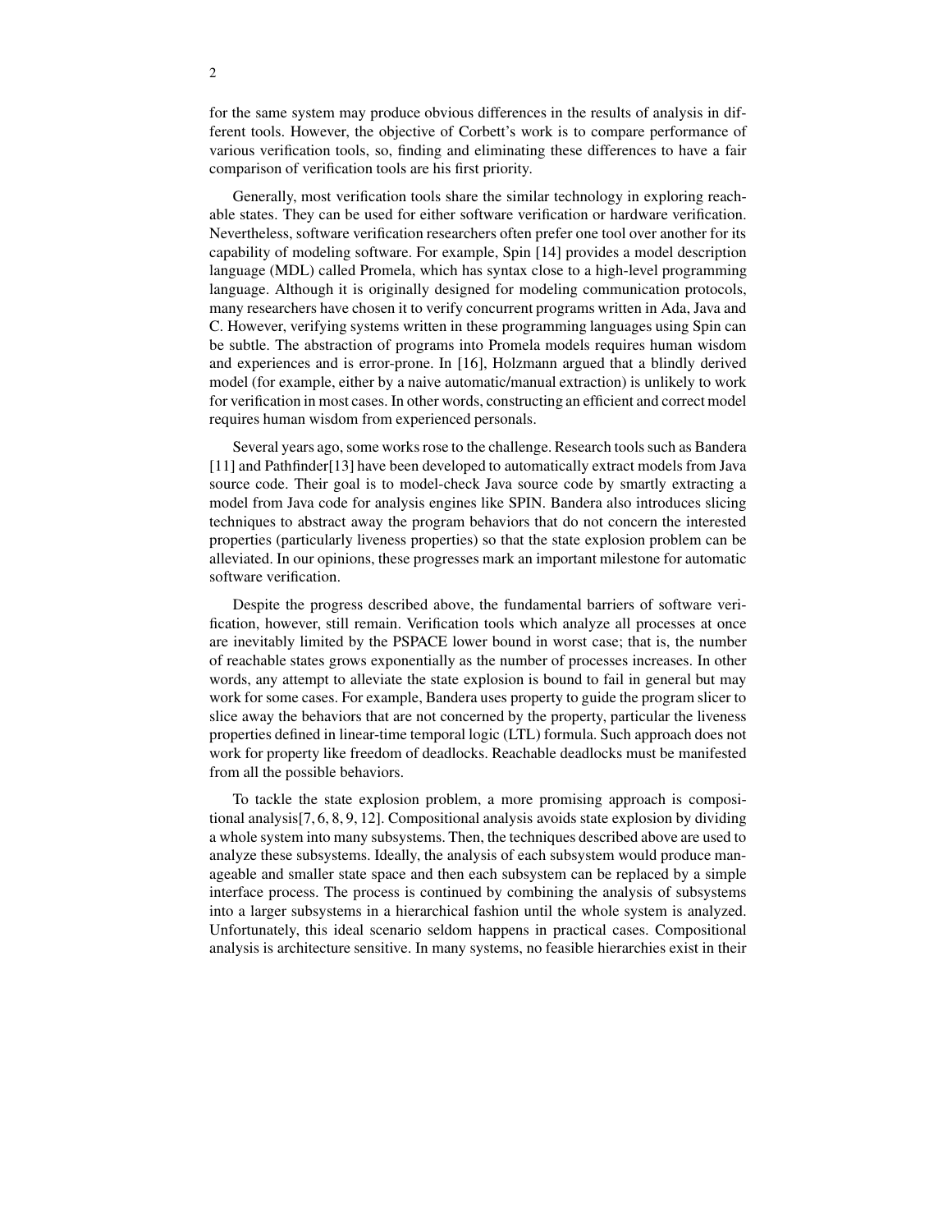for the same system may produce obvious differences in the results of analysis in different tools. However, the objective of Corbett's work is to compare performance of various verification tools, so, finding and eliminating these differences to have a fair comparison of verification tools are his first priority.

Generally, most verification tools share the similar technology in exploring reachable states. They can be used for either software verification or hardware verification. Nevertheless, software verification researchers often prefer one tool over another for its capability of modeling software. For example, Spin [14] provides a model description language (MDL) called Promela, which has syntax close to a high-level programming language. Although it is originally designed for modeling communication protocols, many researchers have chosen it to verify concurrent programs written in Ada, Java and C. However, verifying systems written in these programming languages using Spin can be subtle. The abstraction of programs into Promela models requires human wisdom and experiences and is error-prone. In [16], Holzmann argued that a blindly derived model (for example, either by a naive automatic/manual extraction) is unlikely to work for verification in most cases. In other words, constructing an efficient and correct model requires human wisdom from experienced personals.

Several years ago, some works rose to the challenge. Research tools such as Bandera [11] and Pathfinder[13] have been developed to automatically extract models from Java source code. Their goal is to model-check Java source code by smartly extracting a model from Java code for analysis engines like SPIN. Bandera also introduces slicing techniques to abstract away the program behaviors that do not concern the interested properties (particularly liveness properties) so that the state explosion problem can be alleviated. In our opinions, these progresses mark an important milestone for automatic software verification.

Despite the progress described above, the fundamental barriers of software verification, however, still remain. Verification tools which analyze all processes at once are inevitably limited by the PSPACE lower bound in worst case; that is, the number of reachable states grows exponentially as the number of processes increases. In other words, any attempt to alleviate the state explosion is bound to fail in general but may work for some cases. For example, Bandera uses property to guide the program slicer to slice away the behaviors that are not concerned by the property, particular the liveness properties defined in linear-time temporal logic (LTL) formula. Such approach does not work for property like freedom of deadlocks. Reachable deadlocks must be manifested from all the possible behaviors.

To tackle the state explosion problem, a more promising approach is compositional analysis[7, 6, 8, 9, 12]. Compositional analysis avoids state explosion by dividing a whole system into many subsystems. Then, the techniques described above are used to analyze these subsystems. Ideally, the analysis of each subsystem would produce manageable and smaller state space and then each subsystem can be replaced by a simple interface process. The process is continued by combining the analysis of subsystems into a larger subsystems in a hierarchical fashion until the whole system is analyzed. Unfortunately, this ideal scenario seldom happens in practical cases. Compositional analysis is architecture sensitive. In many systems, no feasible hierarchies exist in their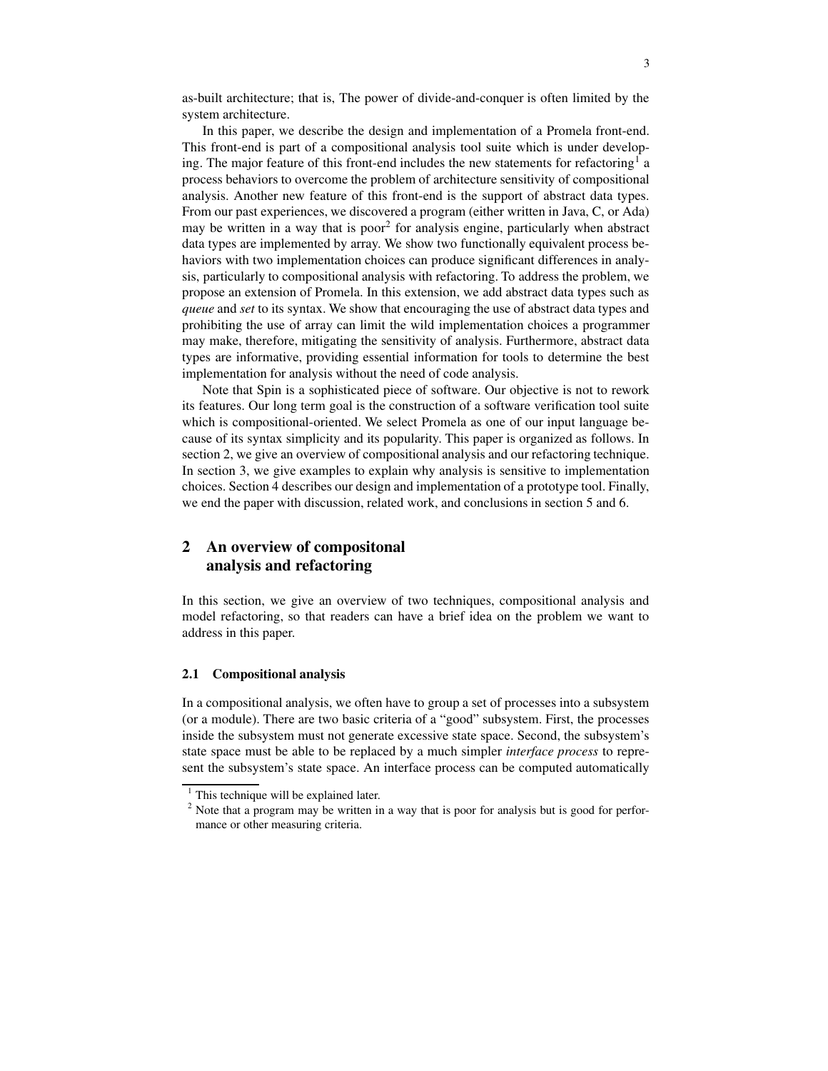as-built architecture; that is, The power of divide-and-conquer is often limited by the system architecture.

In this paper, we describe the design and implementation of a Promela front-end. This front-end is part of a compositional analysis tool suite which is under developing. The major feature of this front-end includes the new statements for refactoring[1] a process behaviors to overcome the problem of architecture sensitivity of compositional analysis. Another new feature of this front-end is the support of abstract data types. From our past experiences, we discovered a program (either written in Java, C, or Ada) may be written in a way that is poor[2] for analysis engine, particularly when abstract data types are implemented by array. We show two functionally equivalent process behaviors with two implementation choices can produce significant differences in analysis, particularly to compositional analysis with refactoring. To address the problem, we propose an extension of Promela. In this extension, we add abstract data types such as *queue* and *set* to its syntax. We show that encouraging the use of abstract data types and prohibiting the use of array can limit the wild implementation choices a programmer may make, therefore, mitigating the sensitivity of analysis. Furthermore, abstract data types are informative, providing essential information for tools to determine the best implementation for analysis without the need of code analysis.

Note that Spin is a sophisticated piece of software. Our objective is not to rework its features. Our long term goal is the construction of a software verification tool suite which is compositional-oriented. We select Promela as one of our input language because of its syntax simplicity and its popularity. This paper is organized as follows. In section 2, we give an overview of compositional analysis and our refactoring technique. In section 3, we give examples to explain why analysis is sensitive to implementation choices. Section 4 describes our design and implementation of a prototype tool. Finally, we end the paper with discussion, related work, and conclusions in section 5 and 6.

## 2 An overview of compositonal analysis and refactoring

In this section, we give an overview of two techniques, compositional analysis and model refactoring, so that readers can have a brief idea on the problem we want to address in this paper.

### 2.1 Compositional analysis

In a compositional analysis, we often have to group a set of processes into a subsystem (or a module). There are two basic criteria of a "good" subsystem. First, the processes inside the subsystem must not generate excessive state space. Second, the subsystem's state space must be able to be replaced by a much simpler *interface process* to represent the subsystem's state space. An interface process can be computed automatically

[1] This technique will be explained later.

[2] Note that a program may be written in a way that is poor for analysis but is good for performance or other measuring criteria.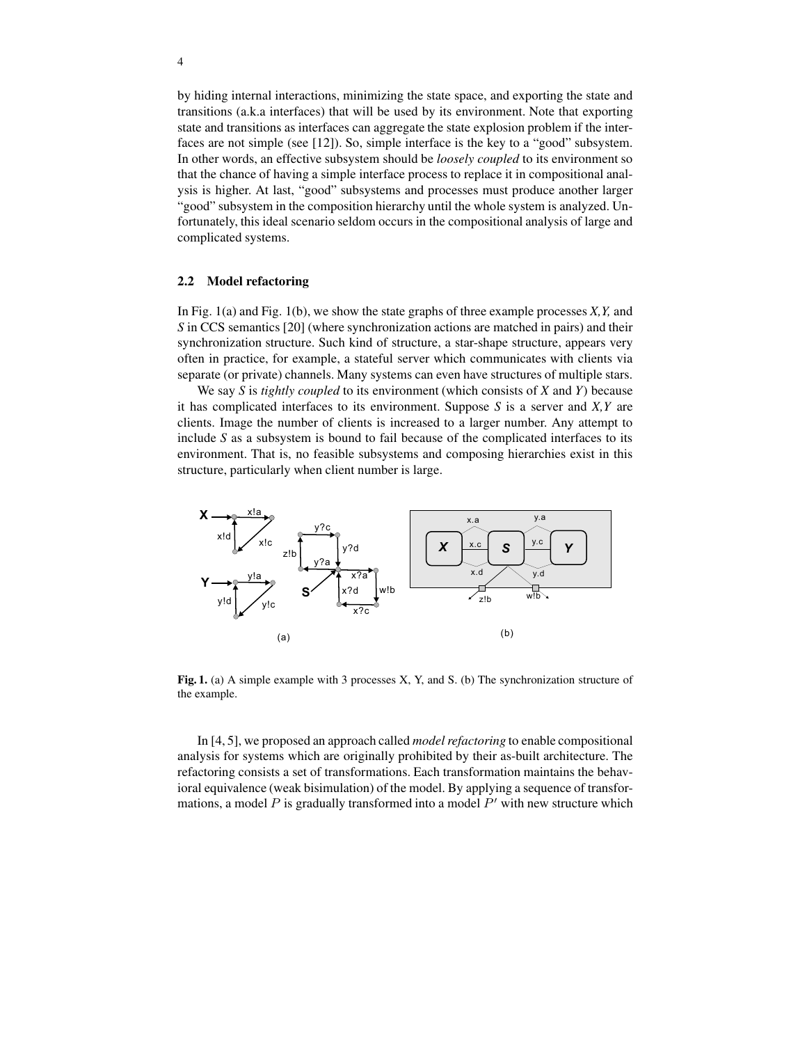by hiding internal interactions, minimizing the state space, and exporting the state and transitions (a.k.a interfaces) that will be used by its environment. Note that exporting state and transitions as interfaces can aggregate the state explosion problem if the interfaces are not simple (see [12]). So, simple interface is the key to a "good" subsystem. In other words, an effective subsystem should be *loosely coupled* to its environment so that the chance of having a simple interface process to replace it in compositional analysis is higher. At last, "good" subsystems and processes must produce another larger "good" subsystem in the composition hierarchy until the whole system is analyzed. Unfortunately, this ideal scenario seldom occurs in the compositional analysis of large and complicated systems.

### 2.2 Model refactoring

In Fig. 1(a) and Fig. 1(b), we show the state graphs of three example processes *X,Y,* and *S* in CCS semantics [20] (where synchronization actions are matched in pairs) and their synchronization structure. Such kind of structure, a star-shape structure, appears very often in practice, for example, a stateful server which communicates with clients via separate (or private) channels. Many systems can even have structures of multiple stars.

We say *S* is *tightly coupled* to its environment (which consists of *X* and *Y*) because it has complicated interfaces to its environment. Suppose *S* is a server and *X,Y* are clients. Image the number of clients is increased to a larger number. Any attempt to include *S* as a subsystem is bound to fail because of the complicated interfaces to its environment. That is, no feasible subsystems and composing hierarchies exist in this structure, particularly when client number is large.

**Fig. 1.** (a) A simple example with 3 processes X, Y, and S. (b) The synchronization structure of the example.

In [4, 5], we proposed an approach called *model refactoring* to enable compositional analysis for systems which are originally prohibited by their as-built architecture. The refactoring consists a set of transformations. Each transformation maintains the behavioral equivalence (weak bisimulation) of the model. By applying a sequence of transformations, a model $P$ is gradually transformed into a model $P'$ with new structure which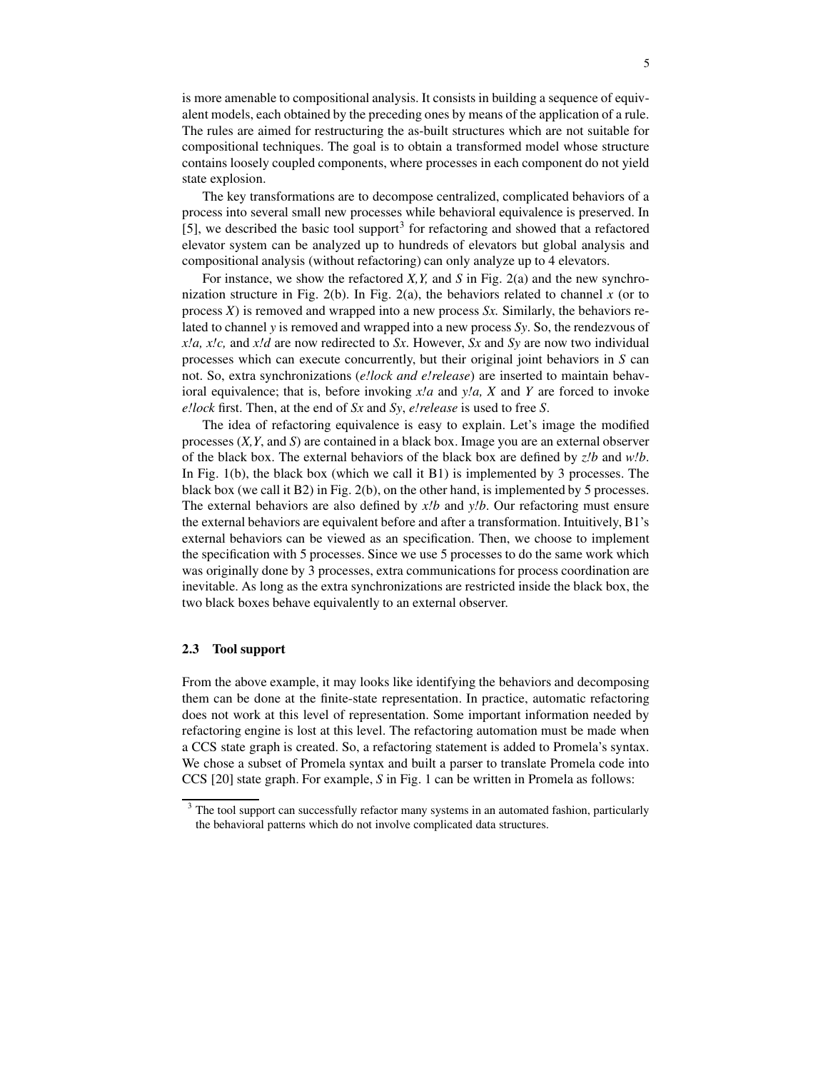is more amenable to compositional analysis. It consists in building a sequence of equivalent models, each obtained by the preceding ones by means of the application of a rule. The rules are aimed for restructuring the as-built structures which are not suitable for compositional techniques. The goal is to obtain a transformed model whose structure contains loosely coupled components, where processes in each component do not yield state explosion.

The key transformations are to decompose centralized, complicated behaviors of a process into several small new processes while behavioral equivalence is preserved. In [5], we described the basic tool support[3] for refactoring and showed that a refactored elevator system can be analyzed up to hundreds of elevators but global analysis and compositional analysis (without refactoring) can only analyze up to 4 elevators.

For instance, we show the refactored *X,Y,* and *S* in Fig. 2(a) and the new synchronization structure in Fig. 2(b). In Fig. 2(a), the behaviors related to channel *x* (or to process *X*) is removed and wrapped into a new process *Sx.* Similarly, the behaviors related to channel *y* is removed and wrapped into a new process *Sy*. So, the rendezvous of *x!a, x!c,* and *x!d* are now redirected to *Sx*. However, *Sx* and *Sy* are now two individual processes which can execute concurrently, but their original joint behaviors in *S* can not. So, extra synchronizations (*e!lock and e!release*) are inserted to maintain behavioral equivalence; that is, before invoking *x!a* and *y!a, X* and *Y* are forced to invoke *e!lock* first. Then, at the end of *Sx* and *Sy*, *e!release* is used to free *S*.

The idea of refactoring equivalence is easy to explain. Let's image the modified processes (*X,Y*, and *S*) are contained in a black box. Image you are an external observer of the black box. The external behaviors of the black box are defined by *z!b* and *w!b*. In Fig. 1(b), the black box (which we call it B1) is implemented by 3 processes. The black box (we call it B2) in Fig. 2(b), on the other hand, is implemented by 5 processes. The external behaviors are also defined by *x!b* and *y!b*. Our refactoring must ensure the external behaviors are equivalent before and after a transformation. Intuitively, B1's external behaviors can be viewed as an specification. Then, we choose to implement the specification with 5 processes. Since we use 5 processes to do the same work which was originally done by 3 processes, extra communications for process coordination are inevitable. As long as the extra synchronizations are restricted inside the black box, the two black boxes behave equivalently to an external observer.

### 2.3 Tool support

From the above example, it may looks like identifying the behaviors and decomposing them can be done at the finite-state representation. In practice, automatic refactoring does not work at this level of representation. Some important information needed by refactoring engine is lost at this level. The refactoring automation must be made when a CCS state graph is created. So, a refactoring statement is added to Promela's syntax. We chose a subset of Promela syntax and built a parser to translate Promela code into CCS [20] state graph. For example, *S* in Fig. 1 can be written in Promela as follows:

---

[3] The tool support can successfully refactor many systems in an automated fashion, particularly the behavioral patterns which do not involve complicated data structures.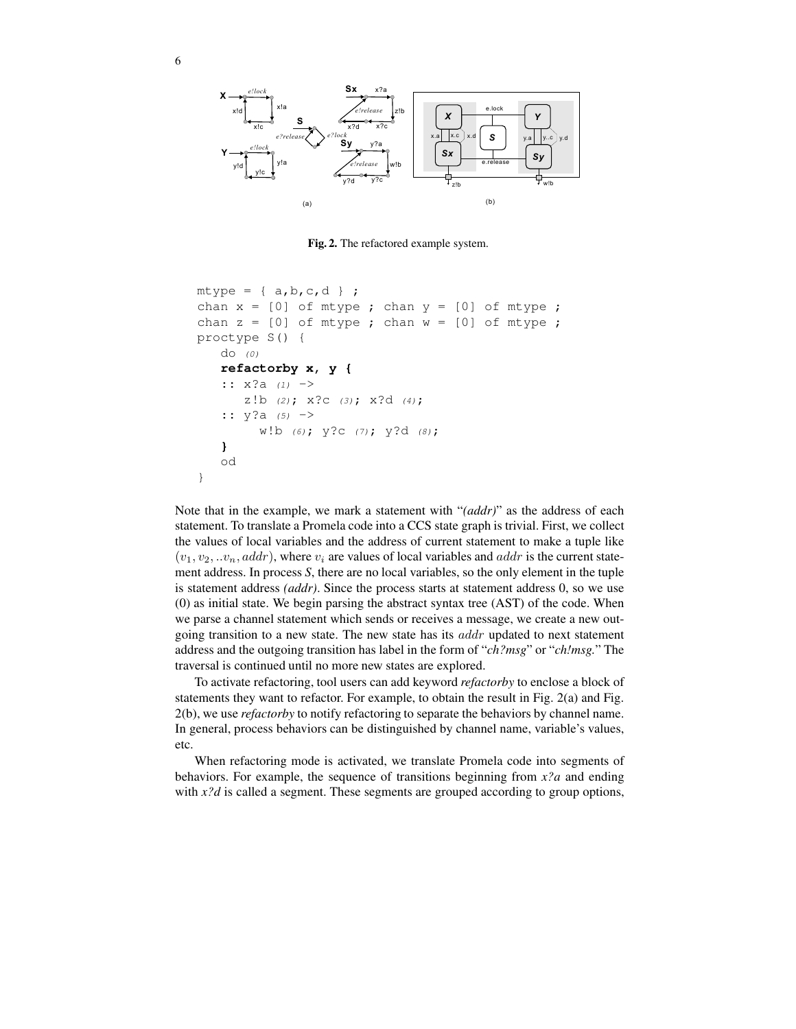Fig. 2. The refactored example system.

```
mtype = { a,b,c,d } ;
chan x = [0] of mtype ; chan y = [0] of mtype ;
chan z = [0] of mtype ; chan w = [0] of mtype ;
proctype S() {
   do (0)
   refactorby x, y {
   :: x?a (1) ->
      z!b (2); x?c (3); x?d (4);
   :: y?a (5) ->
        w!b (6); y?c (7); y?d (8);
   }
   od
}
```

Note that in the example, we mark a statement with "*(addr)*" as the address of each statement. To translate a Promela code into a CCS state graph is trivial. First, we collect the values of local variables and the address of current statement to make a tuple like $(v_1, v_2, ..v_n, addr)$, where $v_i$ are values of local variables and $addr$ is the current statement address. In process *S*, there are no local variables, so the only element in the tuple is statement address *(addr)*. Since the process starts at statement address 0, so we use (0) as initial state. We begin parsing the abstract syntax tree (AST) of the code. When we parse a channel statement which sends or receives a message, we create a new outgoing transition to a new state. The new state has its $addr$ updated to next statement address and the outgoing transition has label in the form of "*ch?msg*" or "*ch!msg*." The traversal is continued until no more new states are explored.

To activate refactoring, tool users can add keyword *refactorby* to enclose a block of statements they want to refactor. For example, to obtain the result in Fig. 2(a) and Fig. 2(b), we use *refactorby* to notify refactoring to separate the behaviors by channel name. In general, process behaviors can be distinguished by channel name, variable's values, etc.

When refactoring mode is activated, we translate Promela code into segments of behaviors. For example, the sequence of transitions beginning from *x?a* and ending with *x?d* is called a segment. These segments are grouped according to group options,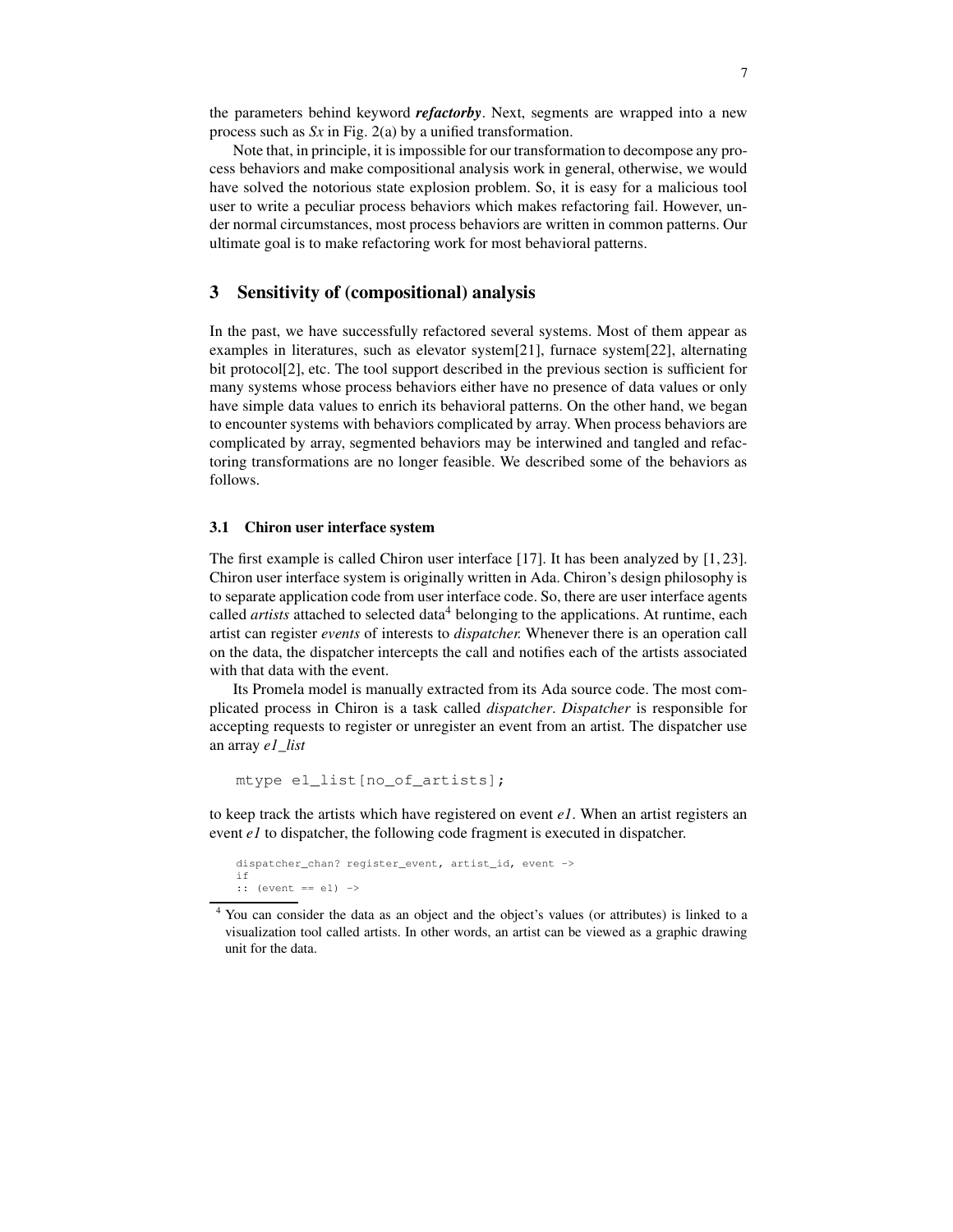the parameters behind keyword ***refactorby***. Next, segments are wrapped into a new process such as *Sx* in Fig. 2(a) by a unified transformation.

Note that, in principle, it is impossible for our transformation to decompose any process behaviors and make compositional analysis work in general, otherwise, we would have solved the notorious state explosion problem. So, it is easy for a malicious tool user to write a peculiar process behaviors which makes refactoring fail. However, under normal circumstances, most process behaviors are written in common patterns. Our ultimate goal is to make refactoring work for most behavioral patterns.

## 3 Sensitivity of (compositional) analysis

In the past, we have successfully refactored several systems. Most of them appear as examples in literatures, such as elevator system[21], furnace system[22], alternating bit protocol[2], etc. The tool support described in the previous section is sufficient for many systems whose process behaviors either have no presence of data values or only have simple data values to enrich its behavioral patterns. On the other hand, we began to encounter systems with behaviors complicated by array. When process behaviors are complicated by array, segmented behaviors may be interwined and tangled and refactoring transformations are no longer feasible. We described some of the behaviors as follows.

### 3.1 Chiron user interface system

The first example is called Chiron user interface [17]. It has been analyzed by [1, 23]. Chiron user interface system is originally written in Ada. Chiron's design philosophy is to separate application code from user interface code. So, there are user interface agents called *artists* attached to selected data[4] belonging to the applications. At runtime, each artist can register *events* of interests to *dispatcher.* Whenever there is an operation call on the data, the dispatcher intercepts the call and notifies each of the artists associated with that data with the event.

Its Promela model is manually extracted from its Ada source code. The most complicated process in Chiron is a task called *dispatcher*. *Dispatcher* is responsible for accepting requests to register or unregister an event from an artist. The dispatcher use an array *e1_list*

```
mtype e1_list[no_of_artists];
```

to keep track the artists which have registered on event *e1*. When an artist registers an event *e1* to dispatcher, the following code fragment is executed in dispatcher.

```
dispatcher_chan? register_event, artist_id, event ->
if
:: (event == e1) ->
```

[4] You can consider the data as an object and the object's values (or attributes) is linked to a visualization tool called artists. In other words, an artist can be viewed as a graphic drawing unit for the data.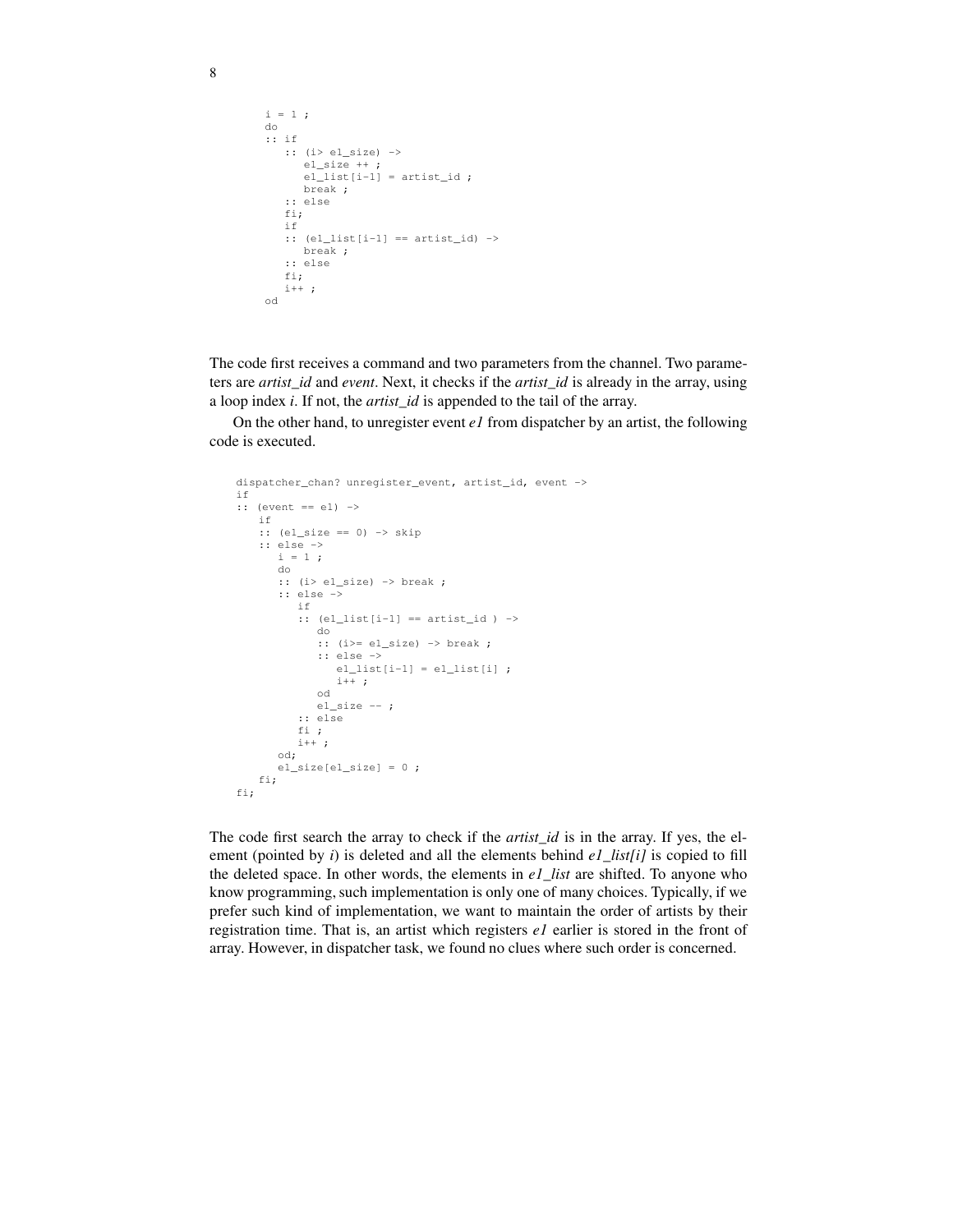```
i = 1 ;
do
:: if
   :: (i> e1_size) ->
      e1_size ++ ;
      e1_list[i-1] = artist_id ;
      break ;
   :: else
   fi;
   if
   :: (e1_list[i-1] == artist_id) ->
      break ;
   :: else
   fi;
   i++ ;
od
```

The code first receives a command and two parameters from the channel. Two parameters are *artist_id* and *event*. Next, it checks if the *artist_id* is already in the array, using a loop index *i*. If not, the *artist_id* is appended to the tail of the array.

On the other hand, to unregister event *e1* from dispatcher by an artist, the following code is executed.

```
dispatcher_chan? unregister_event, artist_id, event ->
if
:: (event == e1) ->
   if
   :: (e1_size == 0) -> skip
   :: else ->
      i = 1 ;
      do
      :: (i> e1_size) -> break ;
      :: else ->
         if
         :: (e1_list[i-1] == artist_id ) ->
            do
            :: (i>= e1_size) -> break ;
            :: else ->
               e1_list[i-1] = e1_list[i] ;
               i++ ;
            od
            e1_size -- ;
         :: else
         fi ;
         i++ ;
      od;
      e1_size[e1_size] = 0 ;
   fi;
fi;
```

The code first search the array to check if the *artist_id* is in the array. If yes, the element (pointed by *i*) is deleted and all the elements behind *e1_list[i]* is copied to fill the deleted space. In other words, the elements in *e1_list* are shifted. To anyone who know programming, such implementation is only one of many choices. Typically, if we prefer such kind of implementation, we want to maintain the order of artists by their registration time. That is, an artist which registers *e1* earlier is stored in the front of array. However, in dispatcher task, we found no clues where such order is concerned.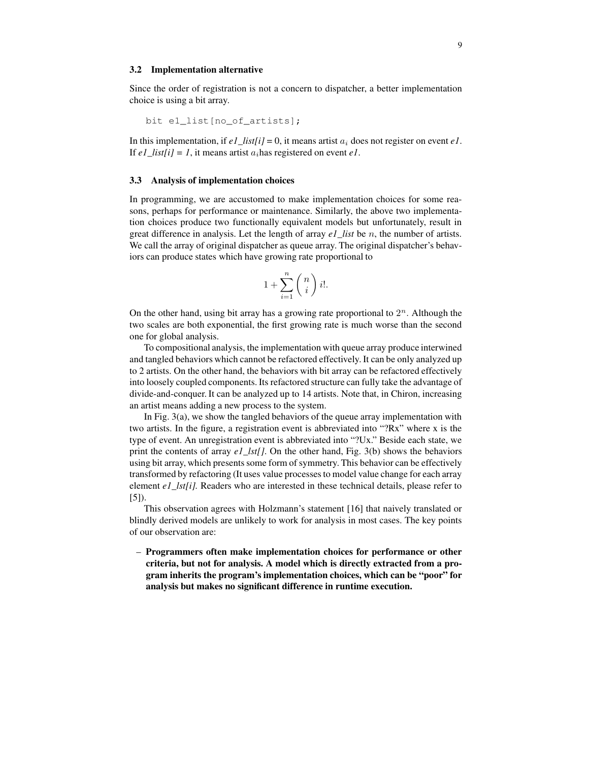### 3.2 Implementation alternative

Since the order of registration is not a concern to dispatcher, a better implementation choice is using a bit array.

```
bit e1_list[no_of_artists];
```

In this implementation, if *e1_list[i]* = 0, it means artist $a_i$ does not register on event *e1*. If *e1_list[i] = 1*, it means artist $a_i$has registered on event *e1*.

### 3.3 Analysis of implementation choices

In programming, we are accustomed to make implementation choices for some reasons, perhaps for performance or maintenance. Similarly, the above two implementation choices produce two functionally equivalent models but unfortunately, result in great difference in analysis. Let the length of array *e1_list* be $n$, the number of artists. We call the array of original dispatcher as queue array. The original dispatcher's behaviors can produce states which have growing rate proportional to

$$1 + \sum_{i=1}^{n} \binom{n}{i} i!.$$

On the other hand, using bit array has a growing rate proportional to $2^n$. Although the two scales are both exponential, the first growing rate is much worse than the second one for global analysis.

To compositional analysis, the implementation with queue array produce interwined and tangled behaviors which cannot be refactored effectively. It can be only analyzed up to 2 artists. On the other hand, the behaviors with bit array can be refactored effectively into loosely coupled components. Its refactored structure can fully take the advantage of divide-and-conquer. It can be analyzed up to 14 artists. Note that, in Chiron, increasing an artist means adding a new process to the system.

In Fig. 3(a), we show the tangled behaviors of the queue array implementation with two artists. In the figure, a registration event is abbreviated into "?Rx" where x is the type of event. An unregistration event is abbreviated into "?Ux." Beside each state, we print the contents of array *e1_lst[]*. On the other hand, Fig. 3(b) shows the behaviors using bit array, which presents some form of symmetry. This behavior can be effectively transformed by refactoring (It uses value processes to model value change for each array element *e1_lst[i]*. Readers who are interested in these technical details, please refer to [5]).

This observation agrees with Holzmann's statement [16] that naively translated or blindly derived models are unlikely to work for analysis in most cases. The key points of our observation are:

- **Programmers often make implementation choices for performance or other criteria, but not for analysis. A model which is directly extracted from a program inherits the program's implementation choices, which can be "poor" for analysis but makes no significant difference in runtime execution.**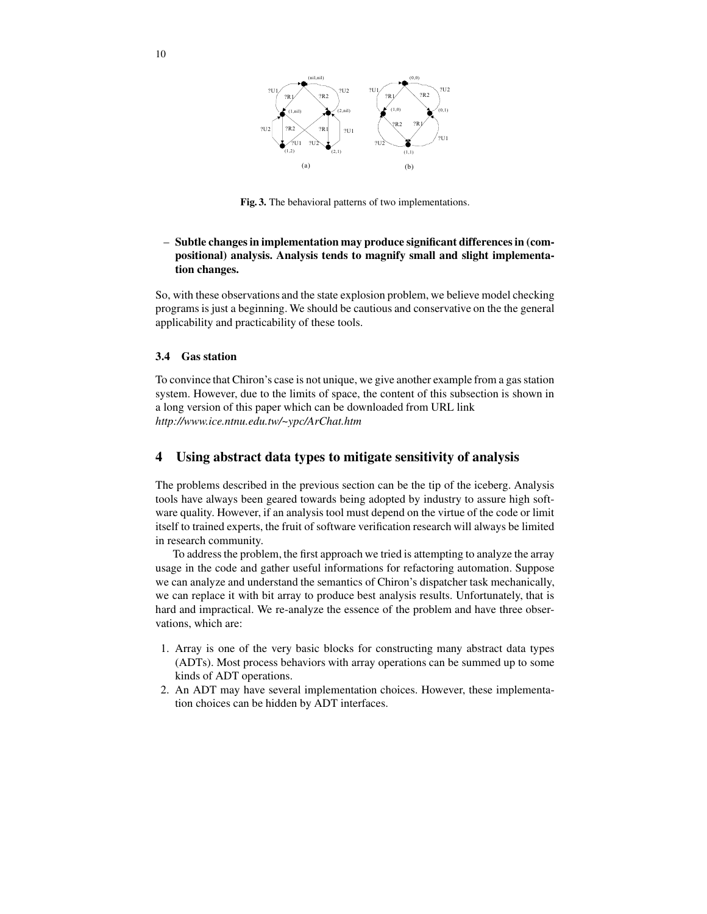Fig. 3. The behavioral patterns of two implementations.

– **Subtle changes in implementation may produce significant differences in (compositional) analysis. Analysis tends to magnify small and slight implementation changes.**

So, with these observations and the state explosion problem, we believe model checking programs is just a beginning. We should be cautious and conservative on the the general applicability and practicability of these tools.

### 3.4 Gas station

To convince that Chiron's case is not unique, we give another example from a gas station system. However, due to the limits of space, the content of this subsection is shown in a long version of this paper which can be downloaded from URL link *http://www.ice.ntnu.edu.tw/~ypc/ArChat.htm*

## 4 Using abstract data types to mitigate sensitivity of analysis

The problems described in the previous section can be the tip of the iceberg. Analysis tools have always been geared towards being adopted by industry to assure high software quality. However, if an analysis tool must depend on the virtue of the code or limit itself to trained experts, the fruit of software verification research will always be limited in research community.

To address the problem, the first approach we tried is attempting to analyze the array usage in the code and gather useful informations for refactoring automation. Suppose we can analyze and understand the semantics of Chiron's dispatcher task mechanically, we can replace it with bit array to produce best analysis results. Unfortunately, that is hard and impractical. We re-analyze the essence of the problem and have three observations, which are:

1. Array is one of the very basic blocks for constructing many abstract data types (ADTs). Most process behaviors with array operations can be summed up to some kinds of ADT operations.
2. An ADT may have several implementation choices. However, these implementation choices can be hidden by ADT interfaces.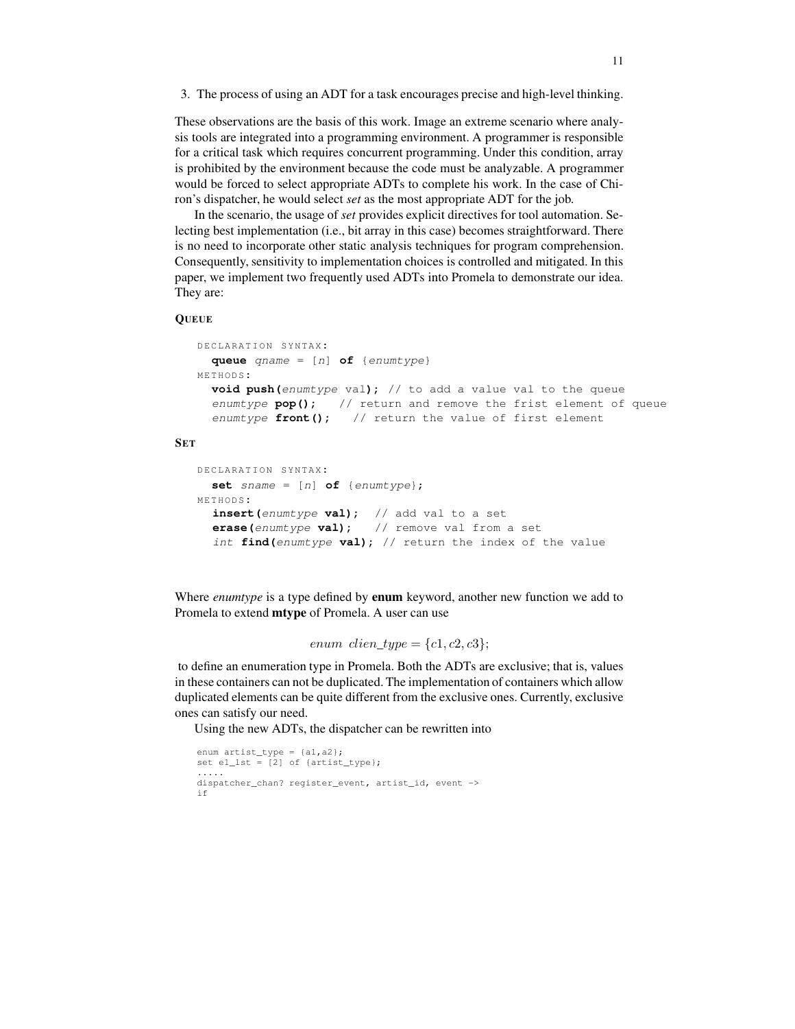3. The process of using an ADT for a task encourages precise and high-level thinking.

These observations are the basis of this work. Image an extreme scenario where analysis tools are integrated into a programming environment. A programmer is responsible for a critical task which requires concurrent programming. Under this condition, array is prohibited by the environment because the code must be analyzable. A programmer would be forced to select appropriate ADTs to complete his work. In the case of Chiron's dispatcher, he would select *set* as the most appropriate ADT for the job.

In the scenario, the usage of *set* provides explicit directives for tool automation. Selecting best implementation (i.e., bit array in this case) becomes straightforward. There is no need to incorporate other static analysis techniques for program comprehension. Consequently, sensitivity to implementation choices is controlled and mitigated. In this paper, we implement two frequently used ADTs into Promela to demonstrate our idea. They are:

**QUEUE**

```
DECLARATION SYNTAX:
  queue qname = [n] of {enumtype}
METHODS:
  void push(enumtype val); // to add a value val to the queue
  enumtype pop();   // return and remove the frist element of queue
  enumtype front();   // return the value of first element
```

**SET**

```
DECLARATION SYNTAX:
  set sname = [n] of {enumtype};
METHODS:
  insert(enumtype val);  // add val to a set
  erase(enumtype val);   // remove val from a set
  int find(enumtype val); // return the index of the value
```

Where *enumtype* is a type defined by **enum** keyword, another new function we add to Promela to extend **mtype** of Promela. A user can use

$$enum\ \ clien\_type = \{c1, c2, c3\};$$

to define an enumeration type in Promela. Both the ADTs are exclusive; that is, values in these containers can not be duplicated. The implementation of containers which allow duplicated elements can be quite different from the exclusive ones. Currently, exclusive ones can satisfy our need.

Using the new ADTs, the dispatcher can be rewritten into

```
enum artist_type = {a1,a2};
set e1_lst = [2] of {artist_type};
.....
dispatcher_chan? register_event, artist_id, event ->
if
```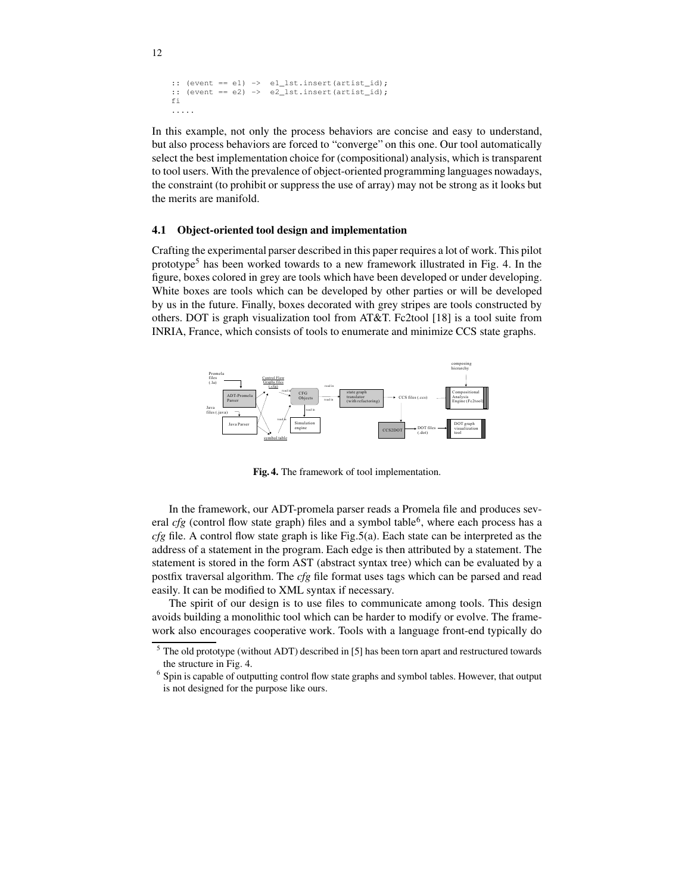```
:: (event == e1) ->  e1_lst.insert(artist_id);
:: (event == e2) ->  e2_lst.insert(artist_id);
fi
.....
```

In this example, not only the process behaviors are concise and easy to understand, but also process behaviors are forced to "converge" on this one. Our tool automatically select the best implementation choice for (compositional) analysis, which is transparent to tool users. With the prevalence of object-oriented programming languages nowadays, the constraint (to prohibit or suppress the use of array) may not be strong as it looks but the merits are manifold.

### 4.1 Object-oriented tool design and implementation

Crafting the experimental parser described in this paper requires a lot of work. This pilot prototype[5] has been worked towards to a new framework illustrated in Fig. 4. In the figure, boxes colored in grey are tools which have been developed or under developing. White boxes are tools which can be developed by other parties or will be developed by us in the future. Finally, boxes decorated with grey stripes are tools constructed by others. DOT is graph visualization tool from AT&T. Fc2tool [18] is a tool suite from INRIA, France, which consists of tools to enumerate and minimize CCS state graphs.

**Fig. 4.** The framework of tool implementation.

In the framework, our ADT-promela parser reads a Promela file and produces several *cfg* (control flow state graph) files and a symbol table[6], where each process has a *cfg* file. A control flow state graph is like Fig.5(a). Each state can be interpreted as the address of a statement in the program. Each edge is then attributed by a statement. The statement is stored in the form AST (abstract syntax tree) which can be evaluated by a postfix traversal algorithm. The *cfg* file format uses tags which can be parsed and read easily. It can be modified to XML syntax if necessary.

The spirit of our design is to use files to communicate among tools. This design avoids building a monolithic tool which can be harder to modify or evolve. The framework also encourages cooperative work. Tools with a language front-end typically do

[5] The old prototype (without ADT) described in [5] has been torn apart and restructured towards the structure in Fig. 4.

[6] Spin is capable of outputting control flow state graphs and symbol tables. However, that output is not designed for the purpose like ours.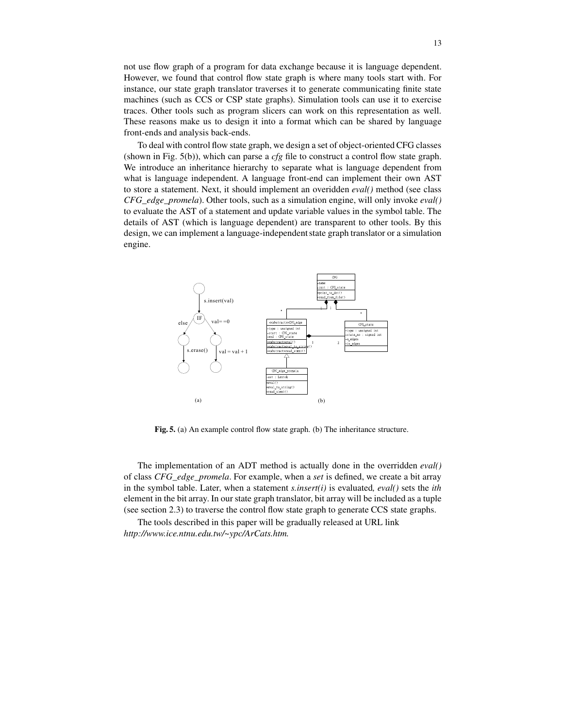not use flow graph of a program for data exchange because it is language dependent. However, we found that control flow state graph is where many tools start with. For instance, our state graph translator traverses it to generate communicating finite state machines (such as CCS or CSP state graphs). Simulation tools can use it to exercise traces. Other tools such as program slicers can work on this representation as well. These reasons make us to design it into a format which can be shared by language front-ends and analysis back-ends.

To deal with control flow state graph, we design a set of object-oriented CFG classes (shown in Fig. 5(b)), which can parse a *cfg* file to construct a control flow state graph. We introduce an inheritance hierarchy to separate what is language dependent from what is language independent. A language front-end can implement their own AST to store a statement. Next, it should implement an overidden *eval()* method (see class *CFG_edge_promela*). Other tools, such as a simulation engine, will only invoke *eval()* to evaluate the AST of a statement and update variable values in the symbol table. The details of AST (which is language dependent) are transparent to other tools. By this design, we can implement a language-independent state graph translator or a simulation engine.

**Fig. 5.** (a) An example control flow state graph. (b) The inheritance structure.

The implementation of an ADT method is actually done in the overridden *eval()* of class *CFG_edge_promela*. For example, when a *set* is defined, we create a bit array in the symbol table. Later, when a statement *s.insert(i)* is evaluated*, eval()* sets the *ith* element in the bit array. In our state graph translator, bit array will be included as a tuple (see section 2.3) to traverse the control flow state graph to generate CCS state graphs.

The tools described in this paper will be gradually released at URL link *http://www.ice.ntnu.edu.tw/~ypc/ArCats.htm.*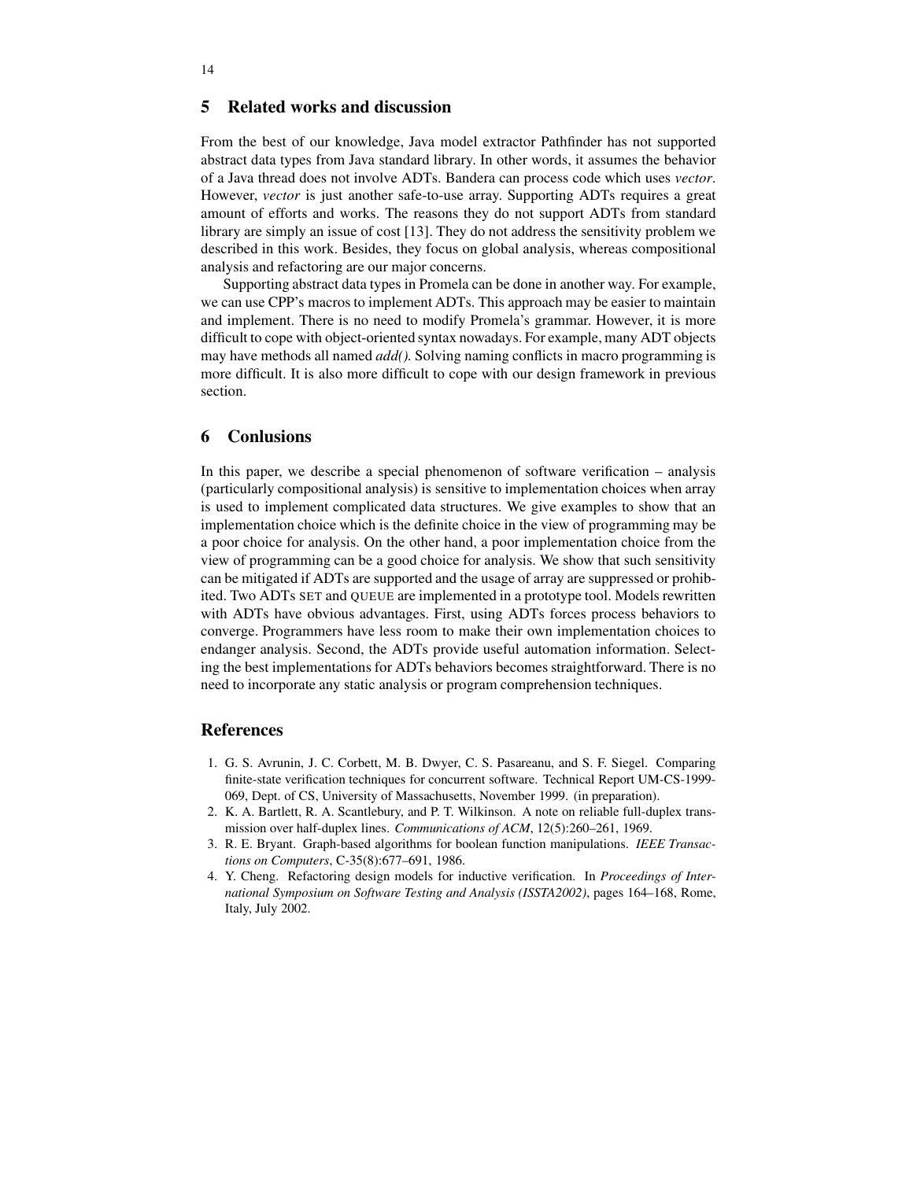## 5 Related works and discussion

From the best of our knowledge, Java model extractor Pathfinder has not supported abstract data types from Java standard library. In other words, it assumes the behavior of a Java thread does not involve ADTs. Bandera can process code which uses *vector*. However, *vector* is just another safe-to-use array. Supporting ADTs requires a great amount of efforts and works. The reasons they do not support ADTs from standard library are simply an issue of cost [13]. They do not address the sensitivity problem we described in this work. Besides, they focus on global analysis, whereas compositional analysis and refactoring are our major concerns.

Supporting abstract data types in Promela can be done in another way. For example, we can use CPP's macros to implement ADTs. This approach may be easier to maintain and implement. There is no need to modify Promela's grammar. However, it is more difficult to cope with object-oriented syntax nowadays. For example, many ADT objects may have methods all named *add()*. Solving naming conflicts in macro programming is more difficult. It is also more difficult to cope with our design framework in previous section.

## 6 Conlusions

In this paper, we describe a special phenomenon of software verification – analysis (particularly compositional analysis) is sensitive to implementation choices when array is used to implement complicated data structures. We give examples to show that an implementation choice which is the definite choice in the view of programming may be a poor choice for analysis. On the other hand, a poor implementation choice from the view of programming can be a good choice for analysis. We show that such sensitivity can be mitigated if ADTs are supported and the usage of array are suppressed or prohibited. Two ADTs SET and QUEUE are implemented in a prototype tool. Models rewritten with ADTs have obvious advantages. First, using ADTs forces process behaviors to converge. Programmers have less room to make their own implementation choices to endanger analysis. Second, the ADTs provide useful automation information. Selecting the best implementations for ADTs behaviors becomes straightforward. There is no need to incorporate any static analysis or program comprehension techniques.

## References

1. G. S. Avrunin, J. C. Corbett, M. B. Dwyer, C. S. Pasareanu, and S. F. Siegel. Comparing finite-state verification techniques for concurrent software. Technical Report UM-CS-1999-069, Dept. of CS, University of Massachusetts, November 1999. (in preparation).
2. K. A. Bartlett, R. A. Scantlebury, and P. T. Wilkinson. A note on reliable full-duplex transmission over half-duplex lines. *Communications of ACM*, 12(5):260–261, 1969.
3. R. E. Bryant. Graph-based algorithms for boolean function manipulations. *IEEE Transactions on Computers*, C-35(8):677–691, 1986.
4. Y. Cheng. Refactoring design models for inductive verification. In *Proceedings of International Symposium on Software Testing and Analysis (ISSTA2002)*, pages 164–168, Rome, Italy, July 2002.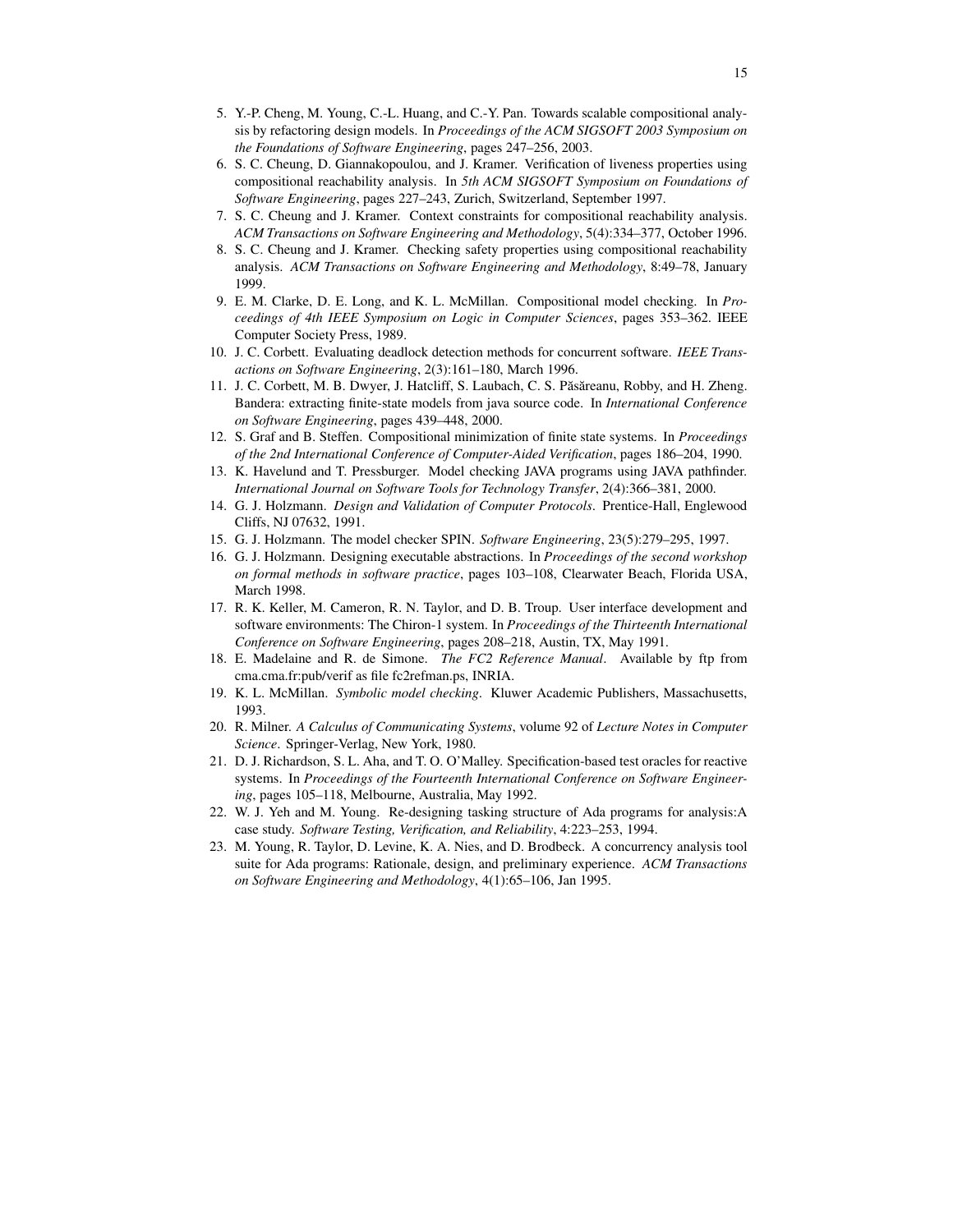5. Y.-P. Cheng, M. Young, C.-L. Huang, and C.-Y. Pan. Towards scalable compositional analysis by refactoring design models. In *Proceedings of the ACM SIGSOFT 2003 Symposium on the Foundations of Software Engineering*, pages 247–256, 2003.
6. S. C. Cheung, D. Giannakopoulou, and J. Kramer. Verification of liveness properties using compositional reachability analysis. In *5th ACM SIGSOFT Symposium on Foundations of Software Engineering*, pages 227–243, Zurich, Switzerland, September 1997.
7. S. C. Cheung and J. Kramer. Context constraints for compositional reachability analysis. *ACM Transactions on Software Engineering and Methodology*, 5(4):334–377, October 1996.
8. S. C. Cheung and J. Kramer. Checking safety properties using compositional reachability analysis. *ACM Transactions on Software Engineering and Methodology*, 8:49–78, January 1999.
9. E. M. Clarke, D. E. Long, and K. L. McMillan. Compositional model checking. In *Proceedings of 4th IEEE Symposium on Logic in Computer Sciences*, pages 353–362. IEEE Computer Society Press, 1989.
10. J. C. Corbett. Evaluating deadlock detection methods for concurrent software. *IEEE Transactions on Software Engineering*, 2(3):161–180, March 1996.
11. J. C. Corbett, M. B. Dwyer, J. Hatcliff, S. Laubach, C. S. Păsăreanu, Robby, and H. Zheng. Bandera: extracting finite-state models from java source code. In *International Conference on Software Engineering*, pages 439–448, 2000.
12. S. Graf and B. Steffen. Compositional minimization of finite state systems. In *Proceedings of the 2nd International Conference of Computer-Aided Verification*, pages 186–204, 1990.
13. K. Havelund and T. Pressburger. Model checking JAVA programs using JAVA pathfinder. *International Journal on Software Tools for Technology Transfer*, 2(4):366–381, 2000.
14. G. J. Holzmann. *Design and Validation of Computer Protocols*. Prentice-Hall, Englewood Cliffs, NJ 07632, 1991.
15. G. J. Holzmann. The model checker SPIN. *Software Engineering*, 23(5):279–295, 1997.
16. G. J. Holzmann. Designing executable abstractions. In *Proceedings of the second workshop on formal methods in software practice*, pages 103–108, Clearwater Beach, Florida USA, March 1998.
17. R. K. Keller, M. Cameron, R. N. Taylor, and D. B. Troup. User interface development and software environments: The Chiron-1 system. In *Proceedings of the Thirteenth International Conference on Software Engineering*, pages 208–218, Austin, TX, May 1991.
18. E. Madelaine and R. de Simone. *The FC2 Reference Manual*. Available by ftp from cma.cma.fr:pub/verif as file fc2refman.ps, INRIA.
19. K. L. McMillan. *Symbolic model checking*. Kluwer Academic Publishers, Massachusetts, 1993.
20. R. Milner. *A Calculus of Communicating Systems*, volume 92 of *Lecture Notes in Computer Science*. Springer-Verlag, New York, 1980.
21. D. J. Richardson, S. L. Aha, and T. O. O'Malley. Specification-based test oracles for reactive systems. In *Proceedings of the Fourteenth International Conference on Software Engineering*, pages 105–118, Melbourne, Australia, May 1992.
22. W. J. Yeh and M. Young. Re-designing tasking structure of Ada programs for analysis:A case study. *Software Testing, Verification, and Reliability*, 4:223–253, 1994.
23. M. Young, R. Taylor, D. Levine, K. A. Nies, and D. Brodbeck. A concurrency analysis tool suite for Ada programs: Rationale, design, and preliminary experience. *ACM Transactions on Software Engineering and Methodology*, 4(1):65–106, Jan 1995.